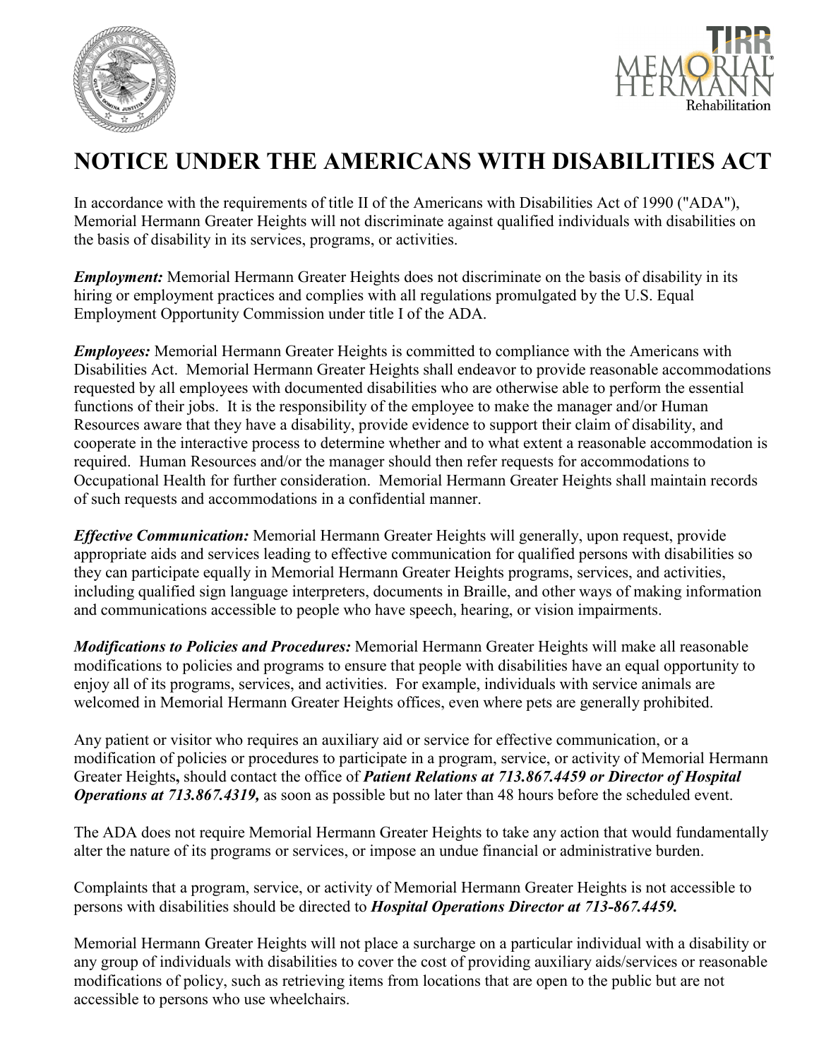# NOTICE UNDER THE AMERICANS WITH DISABILITIES ACT

In accordance with the requirements of title II of the Americans with Disabilities Act of 1990 ("ADA"), Memorial Hermann Greater Heights will not discriminate against qualified individuals with disabilities on the basis of disability in its services, programs, or activities.

***Employment:*** Memorial Hermann Greater Heights does not discriminate on the basis of disability in its hiring or employment practices and complies with all regulations promulgated by the U.S. Equal Employment Opportunity Commission under title I of the ADA.

***Employees:*** Memorial Hermann Greater Heights is committed to compliance with the Americans with Disabilities Act. Memorial Hermann Greater Heights shall endeavor to provide reasonable accommodations requested by all employees with documented disabilities who are otherwise able to perform the essential functions of their jobs. It is the responsibility of the employee to make the manager and/or Human Resources aware that they have a disability, provide evidence to support their claim of disability, and cooperate in the interactive process to determine whether and to what extent a reasonable accommodation is required. Human Resources and/or the manager should then refer requests for accommodations to Occupational Health for further consideration. Memorial Hermann Greater Heights shall maintain records of such requests and accommodations in a confidential manner.

***Effective Communication:*** Memorial Hermann Greater Heights will generally, upon request, provide appropriate aids and services leading to effective communication for qualified persons with disabilities so they can participate equally in Memorial Hermann Greater Heights programs, services, and activities, including qualified sign language interpreters, documents in Braille, and other ways of making information and communications accessible to people who have speech, hearing, or vision impairments.

***Modifications to Policies and Procedures:*** Memorial Hermann Greater Heights will make all reasonable modifications to policies and programs to ensure that people with disabilities have an equal opportunity to enjoy all of its programs, services, and activities. For example, individuals with service animals are welcomed in Memorial Hermann Greater Heights offices, even where pets are generally prohibited.

Any patient or visitor who requires an auxiliary aid or service for effective communication, or a modification of policies or procedures to participate in a program, service, or activity of Memorial Hermann Greater Heights**,** should contact the office of ***Patient Relations at 713.867.4459 or Director of Hospital Operations at 713.867.4319,*** as soon as possible but no later than 48 hours before the scheduled event.

The ADA does not require Memorial Hermann Greater Heights to take any action that would fundamentally alter the nature of its programs or services, or impose an undue financial or administrative burden.

Complaints that a program, service, or activity of Memorial Hermann Greater Heights is not accessible to persons with disabilities should be directed to ***Hospital Operations Director at 713-867.4459.***

Memorial Hermann Greater Heights will not place a surcharge on a particular individual with a disability or any group of individuals with disabilities to cover the cost of providing auxiliary aids/services or reasonable modifications of policy, such as retrieving items from locations that are open to the public but are not accessible to persons who use wheelchairs.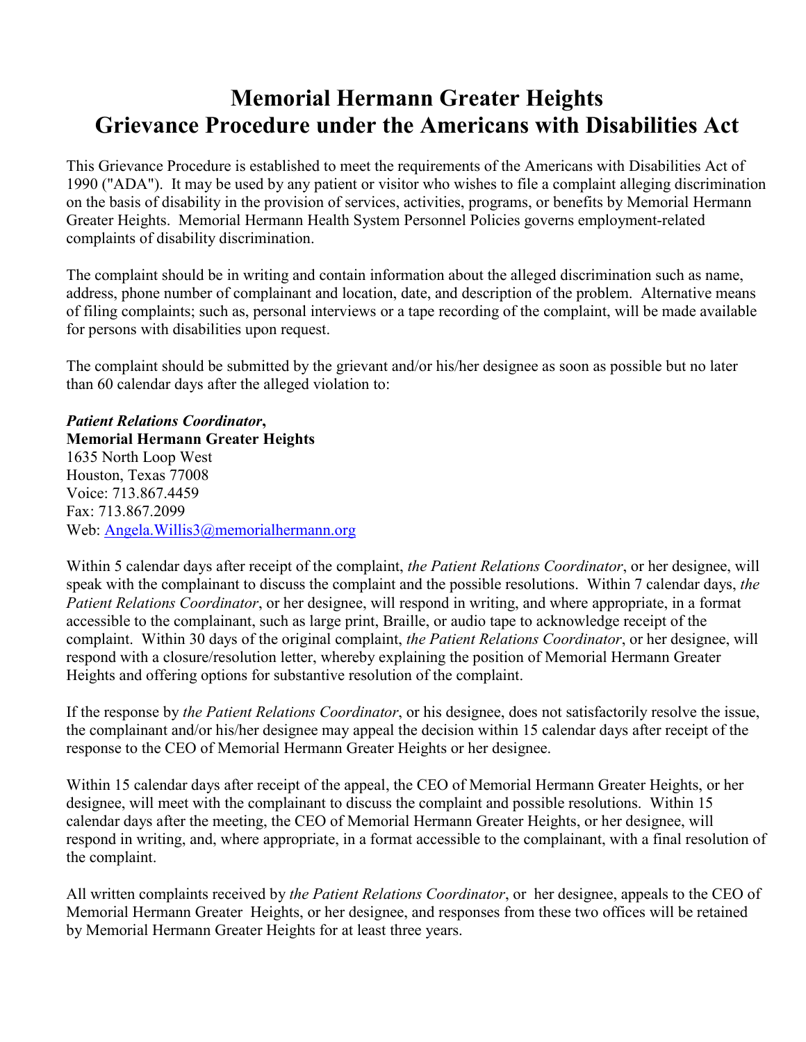# Memorial Hermann Greater Heights Grievance Procedure under the Americans with Disabilities Act

This Grievance Procedure is established to meet the requirements of the Americans with Disabilities Act of 1990 ("ADA"). It may be used by any patient or visitor who wishes to file a complaint alleging discrimination on the basis of disability in the provision of services, activities, programs, or benefits by Memorial Hermann Greater Heights. Memorial Hermann Health System Personnel Policies governs employment-related complaints of disability discrimination.

The complaint should be in writing and contain information about the alleged discrimination such as name, address, phone number of complainant and location, date, and description of the problem. Alternative means of filing complaints; such as, personal interviews or a tape recording of the complaint, will be made available for persons with disabilities upon request.

The complaint should be submitted by the grievant and/or his/her designee as soon as possible but no later than 60 calendar days after the alleged violation to:

***Patient Relations Coordinator*,**
**Memorial Hermann Greater Heights**
1635 North Loop West
Houston, Texas 77008
Voice: 713.867.4459
Fax: 713.867.2099
Web: Angela.Willis3@memorialhermann.org

Within 5 calendar days after receipt of the complaint, *the Patient Relations Coordinator*, or her designee, will speak with the complainant to discuss the complaint and the possible resolutions. Within 7 calendar days, *the Patient Relations Coordinator*, or her designee, will respond in writing, and where appropriate, in a format accessible to the complainant, such as large print, Braille, or audio tape to acknowledge receipt of the complaint. Within 30 days of the original complaint, *the Patient Relations Coordinator*, or her designee, will respond with a closure/resolution letter, whereby explaining the position of Memorial Hermann Greater Heights and offering options for substantive resolution of the complaint.

If the response by *the Patient Relations Coordinator*, or his designee, does not satisfactorily resolve the issue, the complainant and/or his/her designee may appeal the decision within 15 calendar days after receipt of the response to the CEO of Memorial Hermann Greater Heights or her designee.

Within 15 calendar days after receipt of the appeal, the CEO of Memorial Hermann Greater Heights, or her designee, will meet with the complainant to discuss the complaint and possible resolutions. Within 15 calendar days after the meeting, the CEO of Memorial Hermann Greater Heights, or her designee, will respond in writing, and, where appropriate, in a format accessible to the complainant, with a final resolution of the complaint.

All written complaints received by *the Patient Relations Coordinator*, or her designee, appeals to the CEO of Memorial Hermann Greater Heights, or her designee, and responses from these two offices will be retained by Memorial Hermann Greater Heights for at least three years.